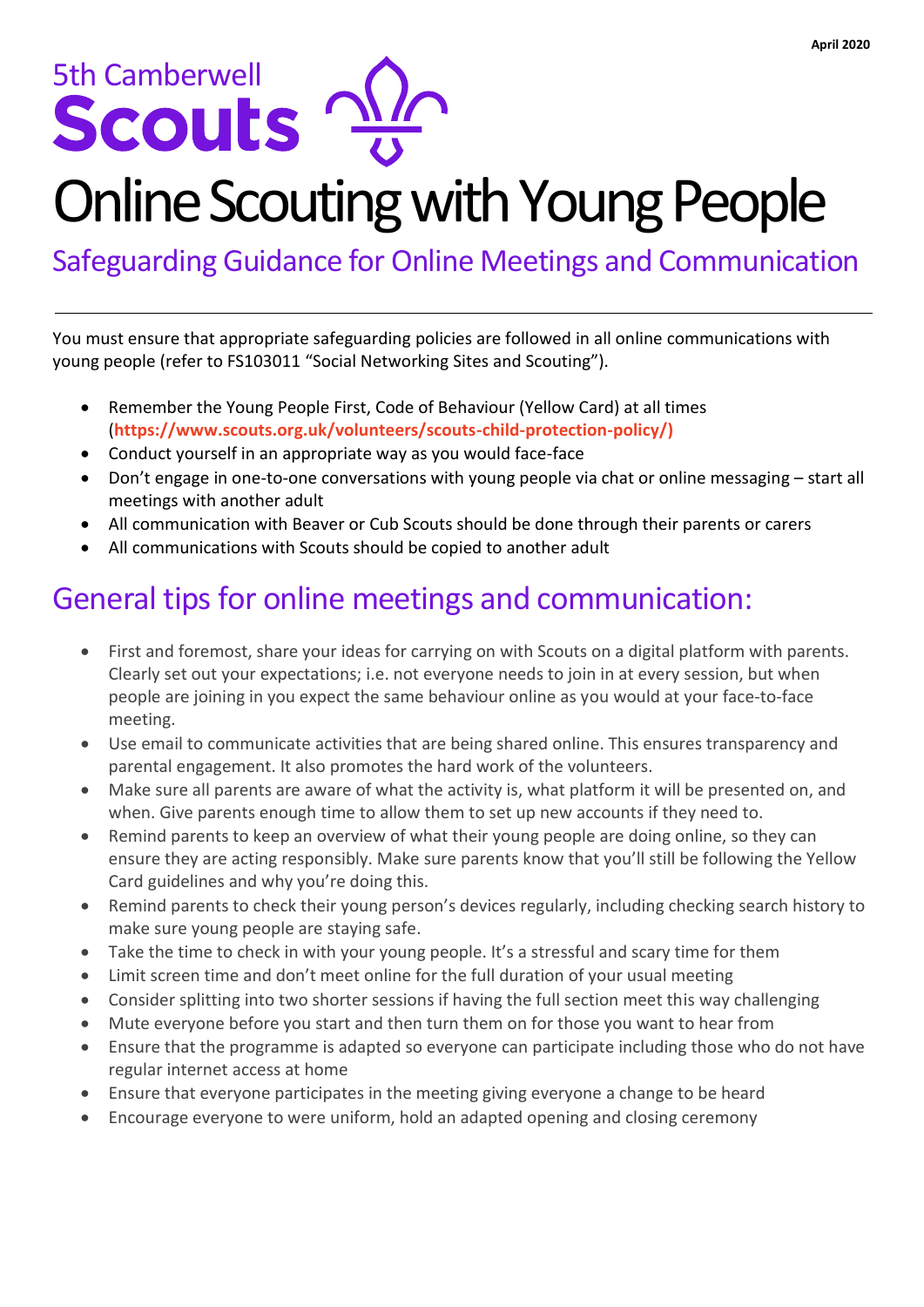April 2020

5th Camberwell

**Scouts**

# Online Scouting with Young People

## Safeguarding Guidance for Online Meetings and Communication

You must ensure that appropriate safeguarding policies are followed in all online communications with young people (refer to FS103011 "Social Networking Sites and Scouting").

- Remember the Young People First, Code of Behaviour (Yellow Card) at all times (**https://www.scouts.org.uk/volunteers/scouts-child-protection-policy/)**
- Conduct yourself in an appropriate way as you would face-face
- Don't engage in one-to-one conversations with young people via chat or online messaging – start all meetings with another adult
- All communication with Beaver or Cub Scouts should be done through their parents or carers
- All communications with Scouts should be copied to another adult

## General tips for online meetings and communication:

- First and foremost, share your ideas for carrying on with Scouts on a digital platform with parents. Clearly set out your expectations; i.e. not everyone needs to join in at every session, but when people are joining in you expect the same behaviour online as you would at your face-to-face meeting.
- Use email to communicate activities that are being shared online. This ensures transparency and parental engagement. It also promotes the hard work of the volunteers.
- Make sure all parents are aware of what the activity is, what platform it will be presented on, and when. Give parents enough time to allow them to set up new accounts if they need to.
- Remind parents to keep an overview of what their young people are doing online, so they can ensure they are acting responsibly. Make sure parents know that you'll still be following the Yellow Card guidelines and why you're doing this.
- Remind parents to check their young person's devices regularly, including checking search history to make sure young people are staying safe.
- Take the time to check in with your young people. It's a stressful and scary time for them
- Limit screen time and don't meet online for the full duration of your usual meeting
- Consider splitting into two shorter sessions if having the full section meet this way challenging
- Mute everyone before you start and then turn them on for those you want to hear from
- Ensure that the programme is adapted so everyone can participate including those who do not have regular internet access at home
- Ensure that everyone participates in the meeting giving everyone a change to be heard
- Encourage everyone to were uniform, hold an adapted opening and closing ceremony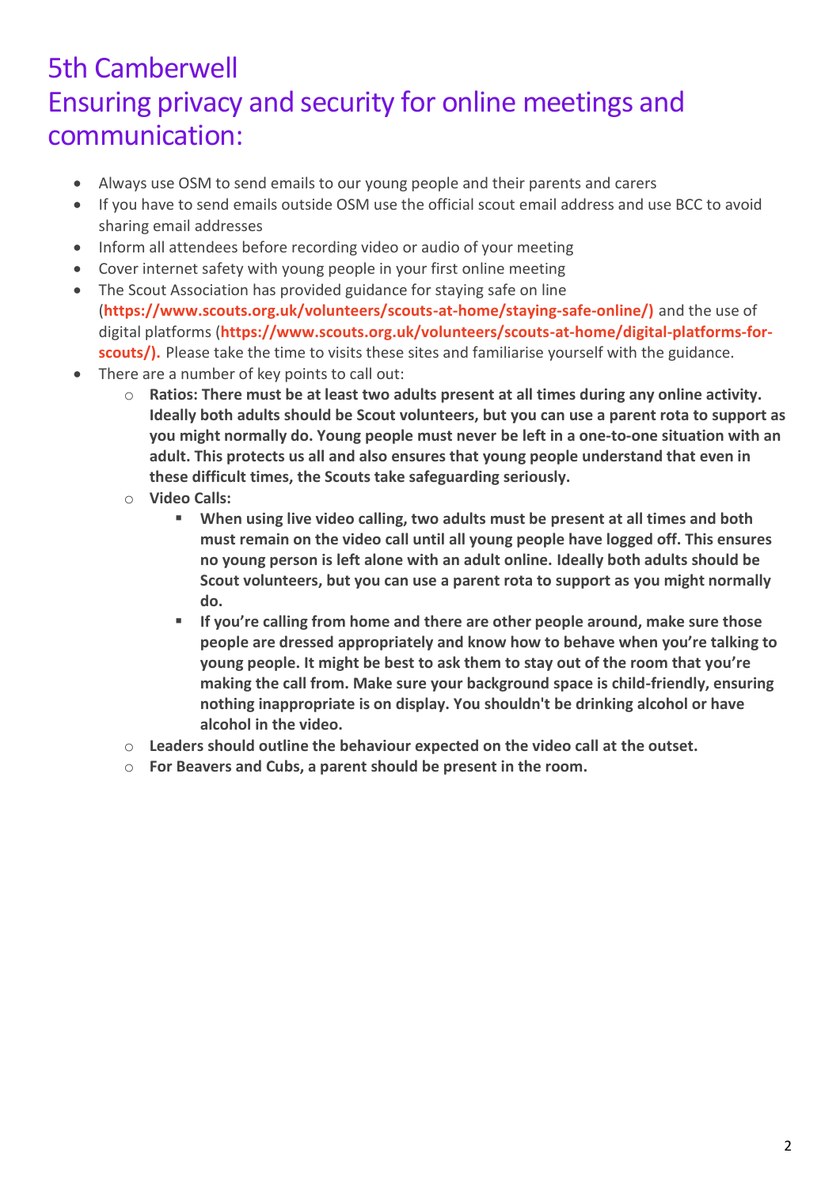# 5th Camberwell
# Ensuring privacy and security for online meetings and communication:

- Always use OSM to send emails to our young people and their parents and carers
- If you have to send emails outside OSM use the official scout email address and use BCC to avoid sharing email addresses
- Inform all attendees before recording video or audio of your meeting
- Cover internet safety with young people in your first online meeting
- The Scout Association has provided guidance for staying safe on line (**https://www.scouts.org.uk/volunteers/scouts-at-home/staying-safe-online/)** and the use of digital platforms (**https://www.scouts.org.uk/volunteers/scouts-at-home/digital-platforms-for-scouts/).** Please take the time to visits these sites and familiarise yourself with the guidance.
- There are a number of key points to call out:
    - **Ratios: There must be at least two adults present at all times during any online activity. Ideally both adults should be Scout volunteers, but you can use a parent rota to support as you might normally do. Young people must never be left in a one-to-one situation with an adult. This protects us all and also ensures that young people understand that even in these difficult times, the Scouts take safeguarding seriously.**
    - **Video Calls:**
        - **When using live video calling, two adults must be present at all times and both must remain on the video call until all young people have logged off. This ensures no young person is left alone with an adult online. Ideally both adults should be Scout volunteers, but you can use a parent rota to support as you might normally do.**
        - **If you're calling from home and there are other people around, make sure those people are dressed appropriately and know how to behave when you're talking to young people. It might be best to ask them to stay out of the room that you're making the call from. Make sure your background space is child-friendly, ensuring nothing inappropriate is on display. You shouldn't be drinking alcohol or have alcohol in the video.**
    - **Leaders should outline the behaviour expected on the video call at the outset.**
    - **For Beavers and Cubs, a parent should be present in the room.**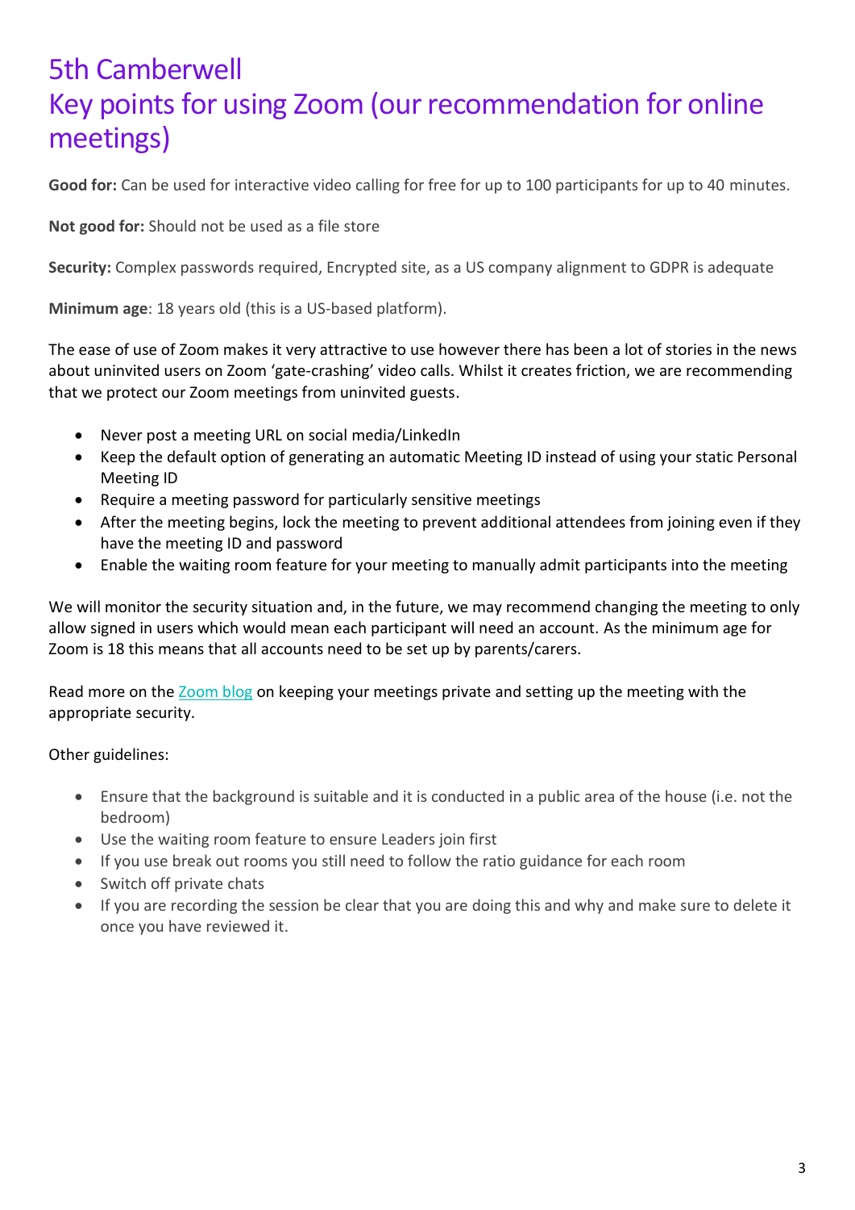# 5th Camberwell
# Key points for using Zoom (our recommendation for online meetings)

**Good for:** Can be used for interactive video calling for free for up to 100 participants for up to 40 minutes.

**Not good for:** Should not be used as a file store

**Security:** Complex passwords required, Encrypted site, as a US company alignment to GDPR is adequate

**Minimum age**: 18 years old (this is a US-based platform).

The ease of use of Zoom makes it very attractive to use however there has been a lot of stories in the news about uninvited users on Zoom 'gate-crashing' video calls. Whilst it creates friction, we are recommending that we protect our Zoom meetings from uninvited guests.

- Never post a meeting URL on social media/LinkedIn
- Keep the default option of generating an automatic Meeting ID instead of using your static Personal Meeting ID
- Require a meeting password for particularly sensitive meetings
- After the meeting begins, lock the meeting to prevent additional attendees from joining even if they have the meeting ID and password
- Enable the waiting room feature for your meeting to manually admit participants into the meeting

We will monitor the security situation and, in the future, we may recommend changing the meeting to only allow signed in users which would mean each participant will need an account. As the minimum age for Zoom is 18 this means that all accounts need to be set up by parents/carers.

Read more on the Zoom blog on keeping your meetings private and setting up the meeting with the appropriate security.

Other guidelines:

- Ensure that the background is suitable and it is conducted in a public area of the house (i.e. not the bedroom)
- Use the waiting room feature to ensure Leaders join first
- If you use break out rooms you still need to follow the ratio guidance for each room
- Switch off private chats
- If you are recording the session be clear that you are doing this and why and make sure to delete it once you have reviewed it.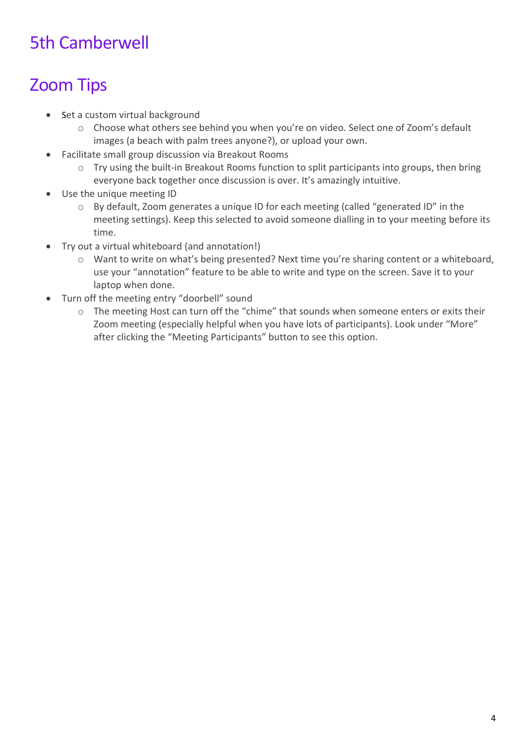# 5th Camberwell

# Zoom Tips

- Set a custom virtual background
    - Choose what others see behind you when you're on video. Select one of Zoom's default images (a beach with palm trees anyone?), or upload your own.
- Facilitate small group discussion via Breakout Rooms
    - Try using the built-in Breakout Rooms function to split participants into groups, then bring everyone back together once discussion is over. It's amazingly intuitive.
- Use the unique meeting ID
    - By default, Zoom generates a unique ID for each meeting (called "generated ID" in the meeting settings). Keep this selected to avoid someone dialling in to your meeting before its time.
- Try out a virtual whiteboard (and annotation!)
    - Want to write on what's being presented? Next time you're sharing content or a whiteboard, use your "annotation" feature to be able to write and type on the screen. Save it to your laptop when done.
- Turn off the meeting entry "doorbell" sound
    - The meeting Host can turn off the "chime" that sounds when someone enters or exits their Zoom meeting (especially helpful when you have lots of participants). Look under "More" after clicking the "Meeting Participants" button to see this option.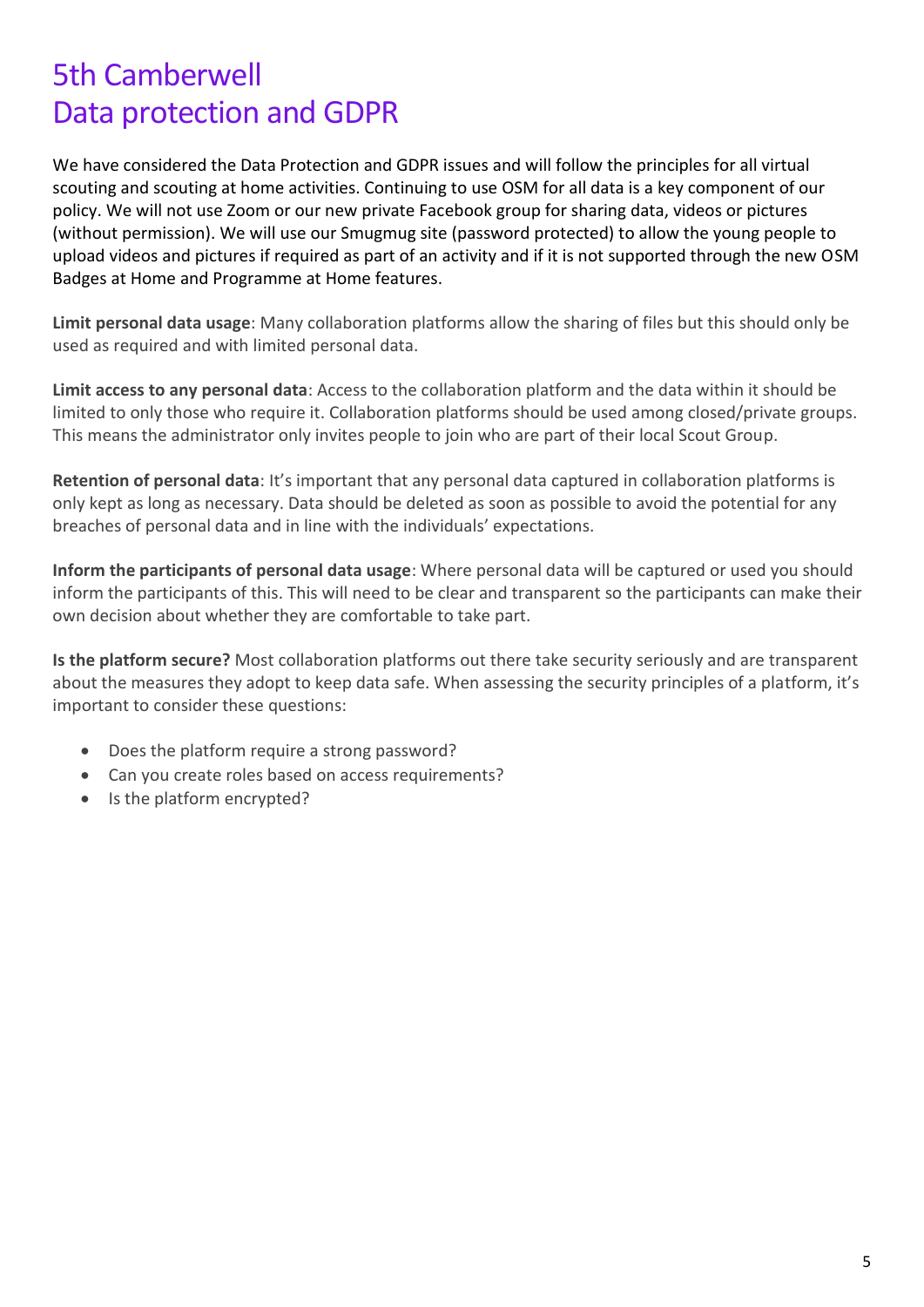# 5th Camberwell
# Data protection and GDPR

We have considered the Data Protection and GDPR issues and will follow the principles for all virtual scouting and scouting at home activities. Continuing to use OSM for all data is a key component of our policy. We will not use Zoom or our new private Facebook group for sharing data, videos or pictures (without permission). We will use our Smugmug site (password protected) to allow the young people to upload videos and pictures if required as part of an activity and if it is not supported through the new OSM Badges at Home and Programme at Home features.

**Limit personal data usage**: Many collaboration platforms allow the sharing of files but this should only be used as required and with limited personal data.

**Limit access to any personal data**: Access to the collaboration platform and the data within it should be limited to only those who require it. Collaboration platforms should be used among closed/private groups. This means the administrator only invites people to join who are part of their local Scout Group.

**Retention of personal data**: It's important that any personal data captured in collaboration platforms is only kept as long as necessary. Data should be deleted as soon as possible to avoid the potential for any breaches of personal data and in line with the individuals' expectations.

**Inform the participants of personal data usage**: Where personal data will be captured or used you should inform the participants of this. This will need to be clear and transparent so the participants can make their own decision about whether they are comfortable to take part.

**Is the platform secure?** Most collaboration platforms out there take security seriously and are transparent about the measures they adopt to keep data safe. When assessing the security principles of a platform, it's important to consider these questions:

- Does the platform require a strong password?
- Can you create roles based on access requirements?
- Is the platform encrypted?